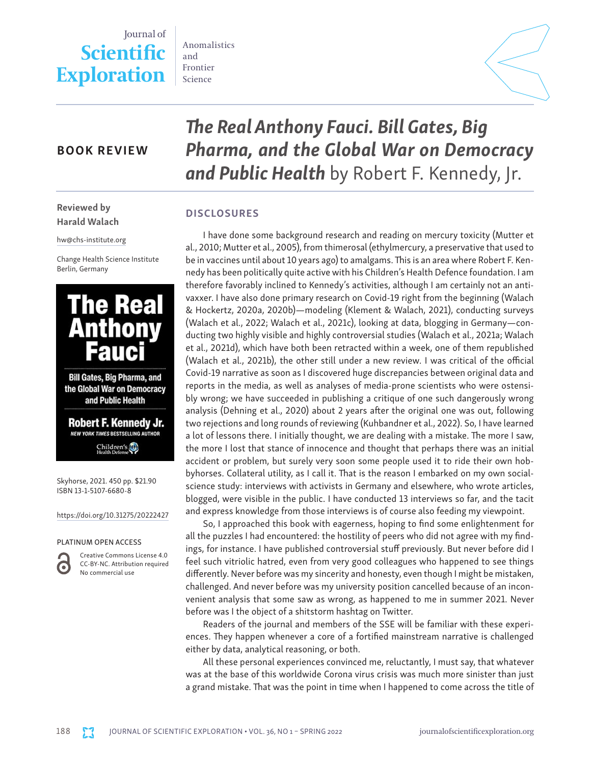Journal of **Scientific Exploration**

Anomalistics and Frontier Science

**BOOK REVIEW**

# *The Real Anthony Fauci. Bill Gates, Big Pharma, and the Global War on Democracy and Public Health* by Robert F. Kennedy, Jr.

**Reviewed by Harald Walach**

hw@chs-institute.org

Change Health Science Institute
Berlin, Germany

Skyhorse, 2021. 450 pp. $21.90
ISBN 13-1-5107-6680-8

https://doi.org/10.31275/20222427

PLATINUM OPEN ACCESS

Creative Commons License 4.0
CC-BY-NC. Attribution required
No commercial use

## DISCLOSURES

I have done some background research and reading on mercury toxicity (Mutter et al., 2010; Mutter et al., 2005), from thimerosal (ethylmercury, a preservative that used to be in vaccines until about 10 years ago) to amalgams. This is an area where Robert F. Kennedy has been politically quite active with his Children's Health Defence foundation. I am therefore favorably inclined to Kennedy's activities, although I am certainly not an anti-vaxxer. I have also done primary research on Covid-19 right from the beginning (Walach & Hockertz, 2020a, 2020b)—modeling (Klement & Walach, 2021), conducting surveys (Walach et al., 2022; Walach et al., 2021c), looking at data, blogging in Germany—conducting two highly visible and highly controversial studies (Walach et al., 2021a; Walach et al., 2021d), which have both been retracted within a week, one of them republished (Walach et al., 2021b), the other still under a new review. I was critical of the official Covid-19 narrative as soon as I discovered huge discrepancies between original data and reports in the media, as well as analyses of media-prone scientists who were ostensibly wrong; we have succeeded in publishing a critique of one such dangerously wrong analysis (Dehning et al., 2020) about 2 years after the original one was out, following two rejections and long rounds of reviewing (Kuhbandner et al., 2022). So, I have learned a lot of lessons there. I initially thought, we are dealing with a mistake. The more I saw, the more I lost that stance of innocence and thought that perhaps there was an initial accident or problem, but surely very soon some people used it to ride their own hobbyhorses. Collateral utility, as I call it. That is the reason I embarked on my own social-science study: interviews with activists in Germany and elsewhere, who wrote articles, blogged, were visible in the public. I have conducted 13 interviews so far, and the tacit and express knowledge from those interviews is of course also feeding my viewpoint.

So, I approached this book with eagerness, hoping to find some enlightenment for all the puzzles I had encountered: the hostility of peers who did not agree with my findings, for instance. I have published controversial stuff previously. But never before did I feel such vitriolic hatred, even from very good colleagues who happened to see things differently. Never before was my sincerity and honesty, even though I might be mistaken, challenged. And never before was my university position cancelled because of an inconvenient analysis that some saw as wrong, as happened to me in summer 2021. Never before was I the object of a shitstorm hashtag on Twitter.

Readers of the journal and members of the SSE will be familiar with these experiences. They happen whenever a core of a fortified mainstream narrative is challenged either by data, analytical reasoning, or both.

All these personal experiences convinced me, reluctantly, I must say, that whatever was at the base of this worldwide Corona virus crisis was much more sinister than just a grand mistake. That was the point in time when I happened to come across the title of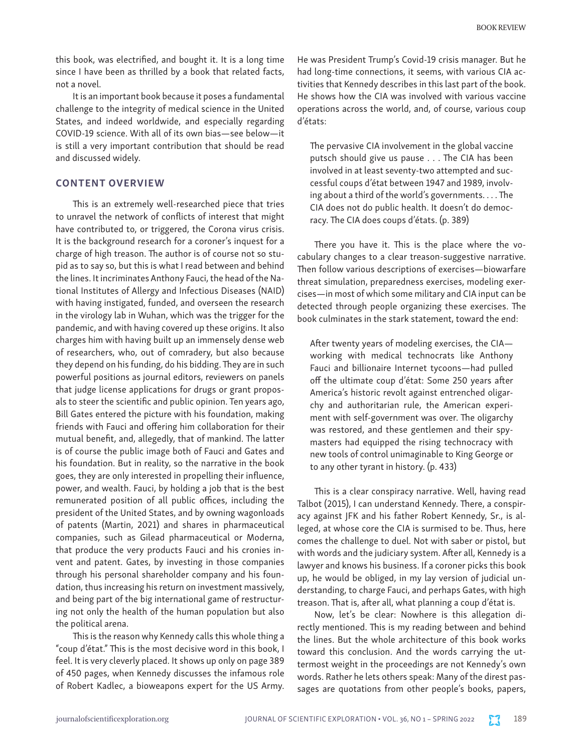this book, was electrified, and bought it. It is a long time since I have been as thrilled by a book that related facts, not a novel.

It is an important book because it poses a fundamental challenge to the integrity of medical science in the United States, and indeed worldwide, and especially regarding COVID-19 science. With all of its own bias—see below—it is still a very important contribution that should be read and discussed widely.

## CONTENT OVERVIEW

This is an extremely well-researched piece that tries to unravel the network of conflicts of interest that might have contributed to, or triggered, the Corona virus crisis. It is the background research for a coroner's inquest for a charge of high treason. The author is of course not so stupid as to say so, but this is what I read between and behind the lines. It incriminates Anthony Fauci, the head of the National Institutes of Allergy and Infectious Diseases (NAID) with having instigated, funded, and overseen the research in the virology lab in Wuhan, which was the trigger for the pandemic, and with having covered up these origins. It also charges him with having built up an immensely dense web of researchers, who, out of comradery, but also because they depend on his funding, do his bidding. They are in such powerful positions as journal editors, reviewers on panels that judge license applications for drugs or grant proposals to steer the scientific and public opinion. Ten years ago, Bill Gates entered the picture with his foundation, making friends with Fauci and offering him collaboration for their mutual benefit, and, allegedly, that of mankind. The latter is of course the public image both of Fauci and Gates and his foundation. But in reality, so the narrative in the book goes, they are only interested in propelling their influence, power, and wealth. Fauci, by holding a job that is the best remunerated position of all public offices, including the president of the United States, and by owning wagonloads of patents (Martin, 2021) and shares in pharmaceutical companies, such as Gilead pharmaceutical or Moderna, that produce the very products Fauci and his cronies invent and patent. Gates, by investing in those companies through his personal shareholder company and his foundation, thus increasing his return on investment massively, and being part of the big international game of restructuring not only the health of the human population but also the political arena.

This is the reason why Kennedy calls this whole thing a "coup d'état." This is the most decisive word in this book, I feel. It is very cleverly placed. It shows up only on page 389 of 450 pages, when Kennedy discusses the infamous role of Robert Kadlec, a bioweapons expert for the US Army. He was President Trump's Covid-19 crisis manager. But he had long-time connections, it seems, with various CIA activities that Kennedy describes in this last part of the book. He shows how the CIA was involved with various vaccine operations across the world, and, of course, various coup d'états:

> The pervasive CIA involvement in the global vaccine putsch should give us pause . . . The CIA has been involved in at least seventy-two attempted and successful coups d'état between 1947 and 1989, involving about a third of the world's governments. . . . The CIA does not do public health. It doesn't do democracy. The CIA does coups d'états. (p. 389)

There you have it. This is the place where the vocabulary changes to a clear treason-suggestive narrative. Then follow various descriptions of exercises—biowarfare threat simulation, preparedness exercises, modeling exercises—in most of which some military and CIA input can be detected through people organizing these exercises. The book culminates in the stark statement, toward the end:

> After twenty years of modeling exercises, the CIA—working with medical technocrats like Anthony Fauci and billionaire Internet tycoons—had pulled off the ultimate coup d'état: Some 250 years after America's historic revolt against entrenched oligarchy and authoritarian rule, the American experiment with self-government was over. The oligarchy was restored, and these gentlemen and their spymasters had equipped the rising technocracy with new tools of control unimaginable to King George or to any other tyrant in history. (p. 433)

This is a clear conspiracy narrative. Well, having read Talbot (2015), I can understand Kennedy. There, a conspiracy against JFK and his father Robert Kennedy, Sr., is alleged, at whose core the CIA is surmised to be. Thus, here comes the challenge to duel. Not with saber or pistol, but with words and the judiciary system. After all, Kennedy is a lawyer and knows his business. If a coroner picks this book up, he would be obliged, in my lay version of judicial understanding, to charge Fauci, and perhaps Gates, with high treason. That is, after all, what planning a coup d'état is.

Now, let's be clear: Nowhere is this allegation directly mentioned. This is my reading between and behind the lines. But the whole architecture of this book works toward this conclusion. And the words carrying the uttermost weight in the proceedings are not Kennedy's own words. Rather he lets others speak: Many of the direst passages are quotations from other people's books, papers,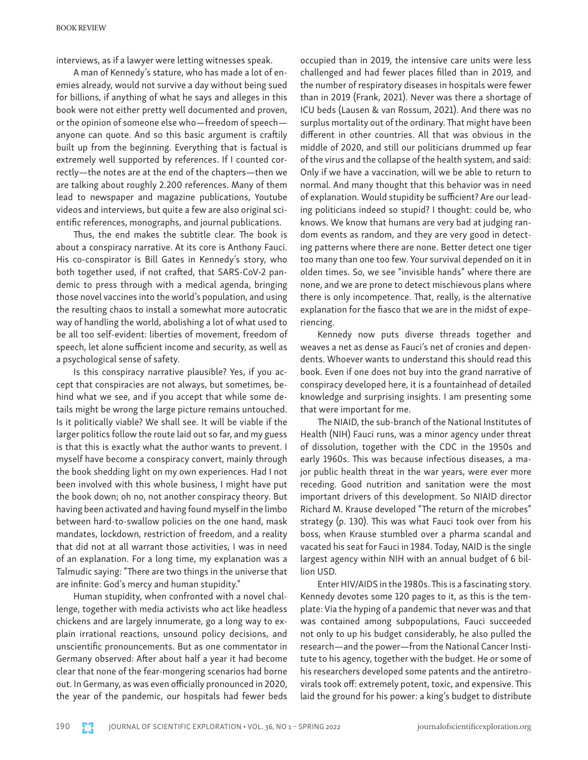interviews, as if a lawyer were letting witnesses speak.

A man of Kennedy's stature, who has made a lot of enemies already, would not survive a day without being sued for billions, if anything of what he says and alleges in this book were not either pretty well documented and proven, or the opinion of someone else who—freedom of speech—anyone can quote. And so this basic argument is craftily built up from the beginning. Everything that is factual is extremely well supported by references. If I counted correctly—the notes are at the end of the chapters—then we are talking about roughly 2.200 references. Many of them lead to newspaper and magazine publications, Youtube videos and interviews, but quite a few are also original scientific references, monographs, and journal publications.

Thus, the end makes the subtitle clear. The book is about a conspiracy narrative. At its core is Anthony Fauci. His co-conspirator is Bill Gates in Kennedy's story, who both together used, if not crafted, that SARS-CoV-2 pandemic to press through with a medical agenda, bringing those novel vaccines into the world's population, and using the resulting chaos to install a somewhat more autocratic way of handling the world, abolishing a lot of what used to be all too self-evident: liberties of movement, freedom of speech, let alone sufficient income and security, as well as a psychological sense of safety.

Is this conspiracy narrative plausible? Yes, if you accept that conspiracies are not always, but sometimes, behind what we see, and if you accept that while some details might be wrong the large picture remains untouched. Is it politically viable? We shall see. It will be viable if the larger politics follow the route laid out so far, and my guess is that this is exactly what the author wants to prevent. I myself have become a conspiracy convert, mainly through the book shedding light on my own experiences. Had I not been involved with this whole business, I might have put the book down; oh no, not another conspiracy theory. But having been activated and having found myself in the limbo between hard-to-swallow policies on the one hand, mask mandates, lockdown, restriction of freedom, and a reality that did not at all warrant those activities, I was in need of an explanation. For a long time, my explanation was a Talmudic saying: "There are two things in the universe that are infinite: God's mercy and human stupidity."

Human stupidity, when confronted with a novel challenge, together with media activists who act like headless chickens and are largely innumerate, go a long way to explain irrational reactions, unsound policy decisions, and unscientific pronouncements. But as one commentator in Germany observed: After about half a year it had become clear that none of the fear-mongering scenarios had borne out. In Germany, as was even officially pronounced in 2020, the year of the pandemic, our hospitals had fewer beds occupied than in 2019, the intensive care units were less challenged and had fewer places filled than in 2019, and the number of respiratory diseases in hospitals were fewer than in 2019 (Frank, 2021). Never was there a shortage of ICU beds (Lausen & van Rossum, 2021). And there was no surplus mortality out of the ordinary. That might have been different in other countries. All that was obvious in the middle of 2020, and still our politicians drummed up fear of the virus and the collapse of the health system, and said: Only if we have a vaccination, will we be able to return to normal. And many thought that this behavior was in need of explanation. Would stupidity be sufficient? Are our leading politicians indeed so stupid? I thought: could be, who knows. We know that humans are very bad at judging random events as random, and they are very good in detecting patterns where there are none. Better detect one tiger too many than one too few. Your survival depended on it in olden times. So, we see "invisible hands" where there are none, and we are prone to detect mischievous plans where there is only incompetence. That, really, is the alternative explanation for the fiasco that we are in the midst of experiencing.

Kennedy now puts diverse threads together and weaves a net as dense as Fauci's net of cronies and dependents. Whoever wants to understand this should read this book. Even if one does not buy into the grand narrative of conspiracy developed here, it is a fountainhead of detailed knowledge and surprising insights. I am presenting some that were important for me.

The NIAID, the sub-branch of the National Institutes of Health (NIH) Fauci runs, was a minor agency under threat of dissolution, together with the CDC in the 1950s and early 1960s. This was because infectious diseases, a major public health threat in the war years, were ever more receding. Good nutrition and sanitation were the most important drivers of this development. So NIAID director Richard M. Krause developed "The return of the microbes" strategy (p. 130). This was what Fauci took over from his boss, when Krause stumbled over a pharma scandal and vacated his seat for Fauci in 1984. Today, NAID is the single largest agency within NIH with an annual budget of 6 billion USD.

Enter HIV/AIDS in the 1980s. This is a fascinating story. Kennedy devotes some 120 pages to it, as this is the template: Via the hyping of a pandemic that never was and that was contained among subpopulations, Fauci succeeded not only to up his budget considerably, he also pulled the research—and the power—from the National Cancer Institute to his agency, together with the budget. He or some of his researchers developed some patents and the antiretrovirals took off: extremely potent, toxic, and expensive. This laid the ground for his power: a king's budget to distribute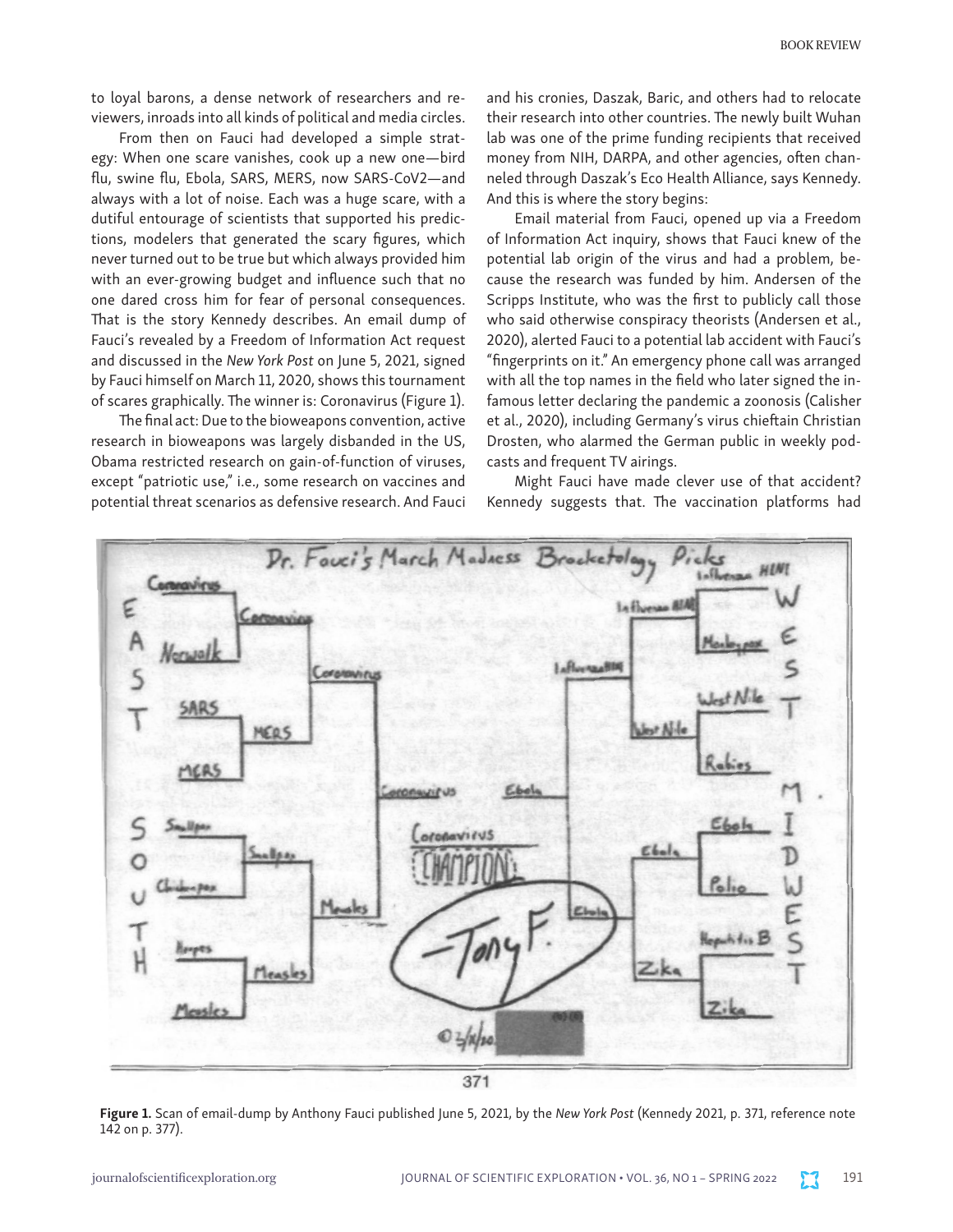to loyal barons, a dense network of researchers and reviewers, inroads into all kinds of political and media circles.

From then on Fauci had developed a simple strategy: When one scare vanishes, cook up a new one—bird flu, swine flu, Ebola, SARS, MERS, now SARS-CoV2—and always with a lot of noise. Each was a huge scare, with a dutiful entourage of scientists that supported his predictions, modelers that generated the scary figures, which never turned out to be true but which always provided him with an ever-growing budget and influence such that no one dared cross him for fear of personal consequences. That is the story Kennedy describes. An email dump of Fauci's revealed by a Freedom of Information Act request and discussed in the *New York Post* on June 5, 2021, signed by Fauci himself on March 11, 2020, shows this tournament of scares graphically. The winner is: Coronavirus (Figure 1).

The final act: Due to the bioweapons convention, active research in bioweapons was largely disbanded in the US, Obama restricted research on gain-of-function of viruses, except "patriotic use," i.e., some research on vaccines and potential threat scenarios as defensive research. And Fauci and his cronies, Daszak, Baric, and others had to relocate their research into other countries. The newly built Wuhan lab was one of the prime funding recipients that received money from NIH, DARPA, and other agencies, often channeled through Daszak's Eco Health Alliance, says Kennedy. And this is where the story begins:

Email material from Fauci, opened up via a Freedom of Information Act inquiry, shows that Fauci knew of the potential lab origin of the virus and had a problem, because the research was funded by him. Andersen of the Scripps Institute, who was the first to publicly call those who said otherwise conspiracy theorists (Andersen et al., 2020), alerted Fauci to a potential lab accident with Fauci's "fingerprints on it." An emergency phone call was arranged with all the top names in the field who later signed the infamous letter declaring the pandemic a zoonosis (Calisher et al., 2020), including Germany's virus chieftain Christian Drosten, who alarmed the German public in weekly podcasts and frequent TV airings.

Might Fauci have made clever use of that accident? Kennedy suggests that. The vaccination platforms had

**Figure 1.** Scan of email-dump by Anthony Fauci published June 5, 2021, by the *New York Post* (Kennedy 2021, p. 371, reference note 142 on p. 377).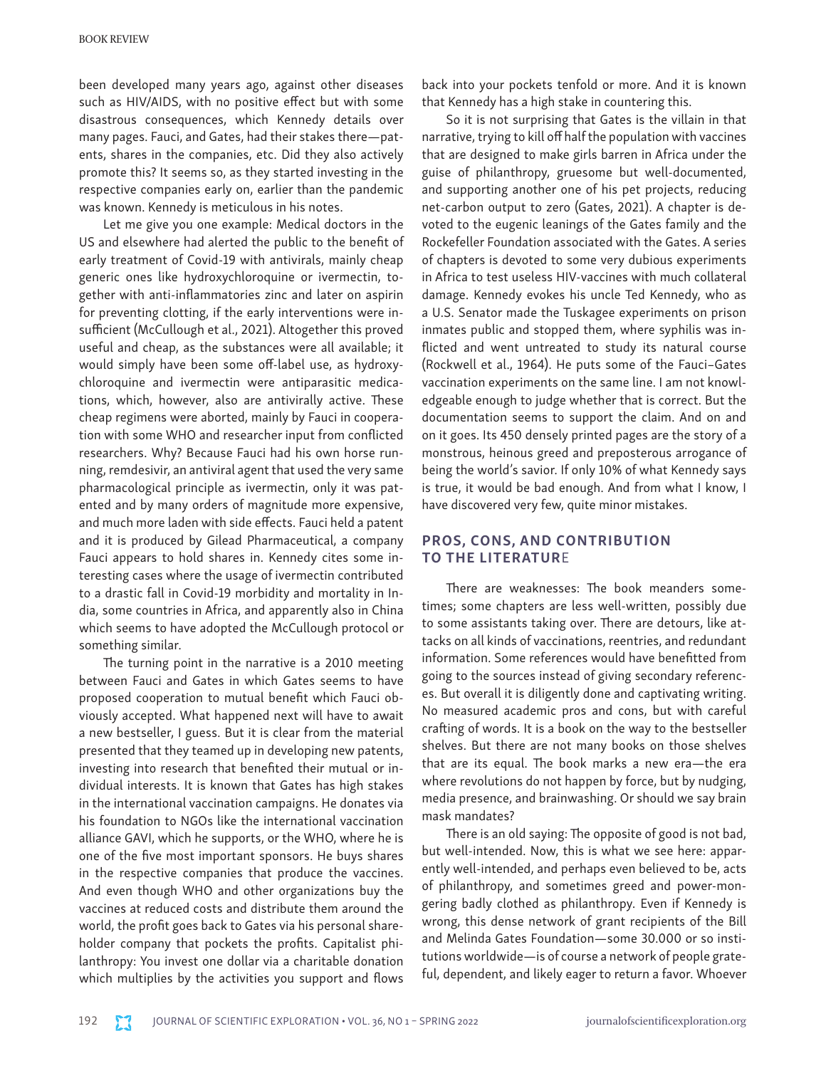been developed many years ago, against other diseases such as HIV/AIDS, with no positive effect but with some disastrous consequences, which Kennedy details over many pages. Fauci, and Gates, had their stakes there—patents, shares in the companies, etc. Did they also actively promote this? It seems so, as they started investing in the respective companies early on, earlier than the pandemic was known. Kennedy is meticulous in his notes.

Let me give you one example: Medical doctors in the US and elsewhere had alerted the public to the benefit of early treatment of Covid-19 with antivirals, mainly cheap generic ones like hydroxychloroquine or ivermectin, together with anti-inflammatories zinc and later on aspirin for preventing clotting, if the early interventions were insufficient (McCullough et al., 2021). Altogether this proved useful and cheap, as the substances were all available; it would simply have been some off-label use, as hydroxychloroquine and ivermectin were antiparasitic medications, which, however, also are antivirally active. These cheap regimens were aborted, mainly by Fauci in cooperation with some WHO and researcher input from conflicted researchers. Why? Because Fauci had his own horse running, remdesivir, an antiviral agent that used the very same pharmacological principle as ivermectin, only it was patented and by many orders of magnitude more expensive, and much more laden with side effects. Fauci held a patent and it is produced by Gilead Pharmaceutical, a company Fauci appears to hold shares in. Kennedy cites some interesting cases where the usage of ivermectin contributed to a drastic fall in Covid-19 morbidity and mortality in India, some countries in Africa, and apparently also in China which seems to have adopted the McCullough protocol or something similar.

The turning point in the narrative is a 2010 meeting between Fauci and Gates in which Gates seems to have proposed cooperation to mutual benefit which Fauci obviously accepted. What happened next will have to await a new bestseller, I guess. But it is clear from the material presented that they teamed up in developing new patents, investing into research that benefited their mutual or individual interests. It is known that Gates has high stakes in the international vaccination campaigns. He donates via his foundation to NGOs like the international vaccination alliance GAVI, which he supports, or the WHO, where he is one of the five most important sponsors. He buys shares in the respective companies that produce the vaccines. And even though WHO and other organizations buy the vaccines at reduced costs and distribute them around the world, the profit goes back to Gates via his personal shareholder company that pockets the profits. Capitalist philanthropy: You invest one dollar via a charitable donation which multiplies by the activities you support and flows back into your pockets tenfold or more. And it is known that Kennedy has a high stake in countering this.

So it is not surprising that Gates is the villain in that narrative, trying to kill off half the population with vaccines that are designed to make girls barren in Africa under the guise of philanthropy, gruesome but well-documented, and supporting another one of his pet projects, reducing net-carbon output to zero (Gates, 2021). A chapter is devoted to the eugenic leanings of the Gates family and the Rockefeller Foundation associated with the Gates. A series of chapters is devoted to some very dubious experiments in Africa to test useless HIV-vaccines with much collateral damage. Kennedy evokes his uncle Ted Kennedy, who as a U.S. Senator made the Tuskagee experiments on prison inmates public and stopped them, where syphilis was inflicted and went untreated to study its natural course (Rockwell et al., 1964). He puts some of the Fauci–Gates vaccination experiments on the same line. I am not knowledgeable enough to judge whether that is correct. But the documentation seems to support the claim. And on and on it goes. Its 450 densely printed pages are the story of a monstrous, heinous greed and preposterous arrogance of being the world's savior. If only 10% of what Kennedy says is true, it would be bad enough. And from what I know, I have discovered very few, quite minor mistakes.

## PROS, CONS, AND CONTRIBUTION TO THE LITERATURE

There are weaknesses: The book meanders sometimes; some chapters are less well-written, possibly due to some assistants taking over. There are detours, like attacks on all kinds of vaccinations, reentries, and redundant information. Some references would have benefitted from going to the sources instead of giving secondary references. But overall it is diligently done and captivating writing. No measured academic pros and cons, but with careful crafting of words. It is a book on the way to the bestseller shelves. But there are not many books on those shelves that are its equal. The book marks a new era—the era where revolutions do not happen by force, but by nudging, media presence, and brainwashing. Or should we say brain mask mandates?

There is an old saying: The opposite of good is not bad, but well-intended. Now, this is what we see here: apparently well-intended, and perhaps even believed to be, acts of philanthropy, and sometimes greed and power-mongering badly clothed as philanthropy. Even if Kennedy is wrong, this dense network of grant recipients of the Bill and Melinda Gates Foundation—some 30.000 or so institutions worldwide—is of course a network of people grateful, dependent, and likely eager to return a favor. Whoever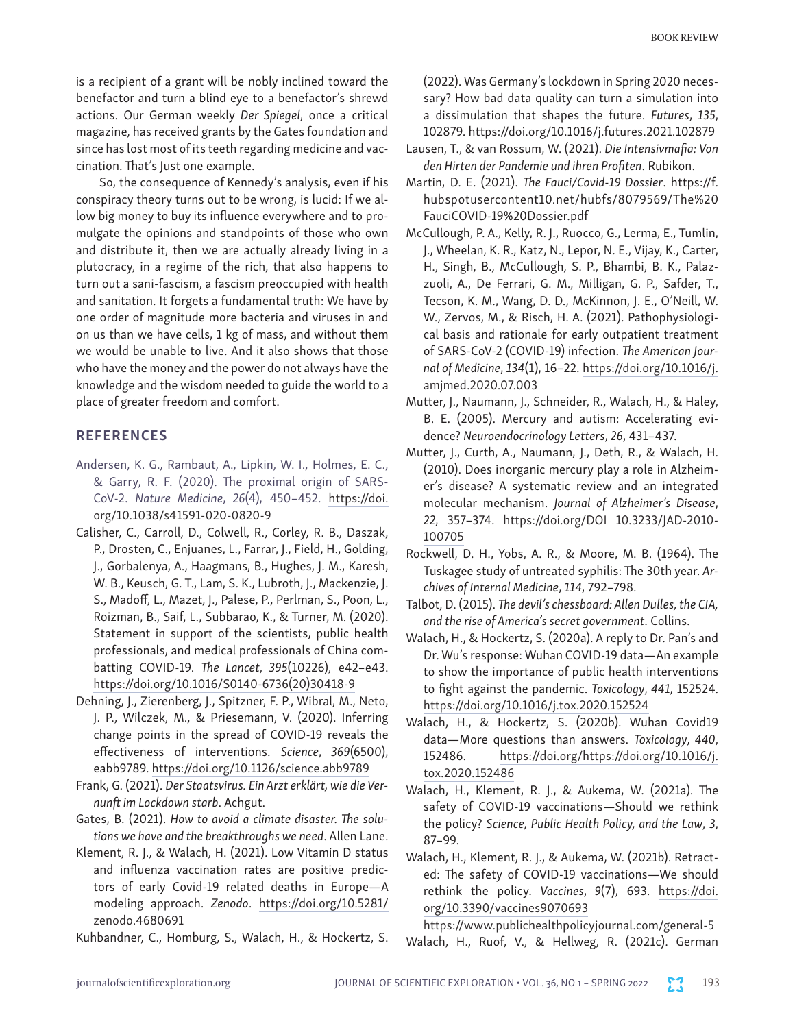is a recipient of a grant will be nobly inclined toward the benefactor and turn a blind eye to a benefactor's shrewd actions. Our German weekly *Der Spiegel*, once a critical magazine, has received grants by the Gates foundation and since has lost most of its teeth regarding medicine and vaccination. That's Just one example.

So, the consequence of Kennedy's analysis, even if his conspiracy theory turns out to be wrong, is lucid: If we allow big money to buy its influence everywhere and to promulgate the opinions and standpoints of those who own and distribute it, then we are actually already living in a plutocracy, in a regime of the rich, that also happens to turn out a sani-fascism, a fascism preoccupied with health and sanitation. It forgets a fundamental truth: We have by one order of magnitude more bacteria and viruses in and on us than we have cells, 1 kg of mass, and without them we would be unable to live. And it also shows that those who have the money and the power do not always have the knowledge and the wisdom needed to guide the world to a place of greater freedom and comfort.

## REFERENCES

Andersen, K. G., Rambaut, A., Lipkin, W. I., Holmes, E. C., & Garry, R. F. (2020). The proximal origin of SARS-CoV-2. *Nature Medicine*, *26*(4), 450–452. https://doi.org/10.1038/s41591-020-0820-9

Calisher, C., Carroll, D., Colwell, R., Corley, R. B., Daszak, P., Drosten, C., Enjuanes, L., Farrar, J., Field, H., Golding, J., Gorbalenya, A., Haagmans, B., Hughes, J. M., Karesh, W. B., Keusch, G. T., Lam, S. K., Lubroth, J., Mackenzie, J. S., Madoff, L., Mazet, J., Palese, P., Perlman, S., Poon, L., Roizman, B., Saif, L., Subbarao, K., & Turner, M. (2020). Statement in support of the scientists, public health professionals, and medical professionals of China combatting COVID-19. *The Lancet*, *395*(10226), e42–e43. https://doi.org/10.1016/S0140-6736(20)30418-9

Dehning, J., Zierenberg, J., Spitzner, F. P., Wibral, M., Neto, J. P., Wilczek, M., & Priesemann, V. (2020). Inferring change points in the spread of COVID-19 reveals the effectiveness of interventions. *Science*, *369*(6500), eabb9789. https://doi.org/10.1126/science.abb9789

Frank, G. (2021). *Der Staatsvirus. Ein Arzt erklärt, wie die Vernunft im Lockdown starb*. Achgut.

Gates, B. (2021). *How to avoid a climate disaster. The solutions we have and the breakthroughs we need*. Allen Lane.

Klement, R. J., & Walach, H. (2021). Low Vitamin D status and influenza vaccination rates are positive predictors of early Covid-19 related deaths in Europe—A modeling approach. *Zenodo*. https://doi.org/10.5281/zenodo.4680691

Kuhbandner, C., Homburg, S., Walach, H., & Hockertz, S. (2022). Was Germany's lockdown in Spring 2020 necessary? How bad data quality can turn a simulation into a dissimulation that shapes the future. *Futures*, *135*, 102879. https://doi.org/10.1016/j.futures.2021.102879

Lausen, T., & van Rossum, W. (2021). *Die Intensivmafia: Von den Hirten der Pandemie und ihren Profiten*. Rubikon.

Martin, D. E. (2021). *The Fauci/Covid-19 Dossier*. https://f.hubspotusercontent10.net/hubfs/8079569/The%20FauciCOVID-19%20Dossier.pdf

McCullough, P. A., Kelly, R. J., Ruocco, G., Lerma, E., Tumlin, J., Wheelan, K. R., Katz, N., Lepor, N. E., Vijay, K., Carter, H., Singh, B., McCullough, S. P., Bhambi, B. K., Palazzuoli, A., De Ferrari, G. M., Milligan, G. P., Safder, T., Tecson, K. M., Wang, D. D., McKinnon, J. E., O'Neill, W. W., Zervos, M., & Risch, H. A. (2021). Pathophysiological basis and rationale for early outpatient treatment of SARS-CoV-2 (COVID-19) infection. *The American Journal of Medicine*, *134*(1), 16–22. https://doi.org/10.1016/j.amjmed.2020.07.003

Mutter, J., Naumann, J., Schneider, R., Walach, H., & Haley, B. E. (2005). Mercury and autism: Accelerating evidence? *Neuroendocrinology Letters*, *26*, 431–437.

Mutter, J., Curth, A., Naumann, J., Deth, R., & Walach, H. (2010). Does inorganic mercury play a role in Alzheimer's disease? A systematic review and an integrated molecular mechanism. *Journal of Alzheimer's Disease*, *22*, 357–374. https://doi.org/DOI 10.3233/JAD-2010-100705

Rockwell, D. H., Yobs, A. R., & Moore, M. B. (1964). The Tuskagee study of untreated syphilis: The 30th year. *Archives of Internal Medicine*, *114*, 792–798.

Talbot, D. (2015). *The devil's chessboard: Allen Dulles, the CIA, and the rise of America's secret government*. Collins.

Walach, H., & Hockertz, S. (2020a). A reply to Dr. Pan's and Dr. Wu's response: Wuhan COVID-19 data—An example to show the importance of public health interventions to fight against the pandemic. *Toxicology*, *441*, 152524. https://doi.org/10.1016/j.tox.2020.152524

Walach, H., & Hockertz, S. (2020b). Wuhan Covid19 data—More questions than answers. *Toxicology*, *440*, 152486. https://doi.org/https://doi.org/10.1016/j.tox.2020.152486

Walach, H., Klement, R. J., & Aukema, W. (2021a). The safety of COVID-19 vaccinations—Should we rethink the policy? *Science, Public Health Policy, and the Law*, *3*, 87–99.

Walach, H., Klement, R. J., & Aukema, W. (2021b). Retracted: The safety of COVID-19 vaccinations—We should rethink the policy. *Vaccines*, *9*(7), 693. https://doi.org/10.3390/vaccines9070693 https://www.publichealthpolicyjournal.com/general-5

Walach, H., Ruof, V., & Hellweg, R. (2021c). German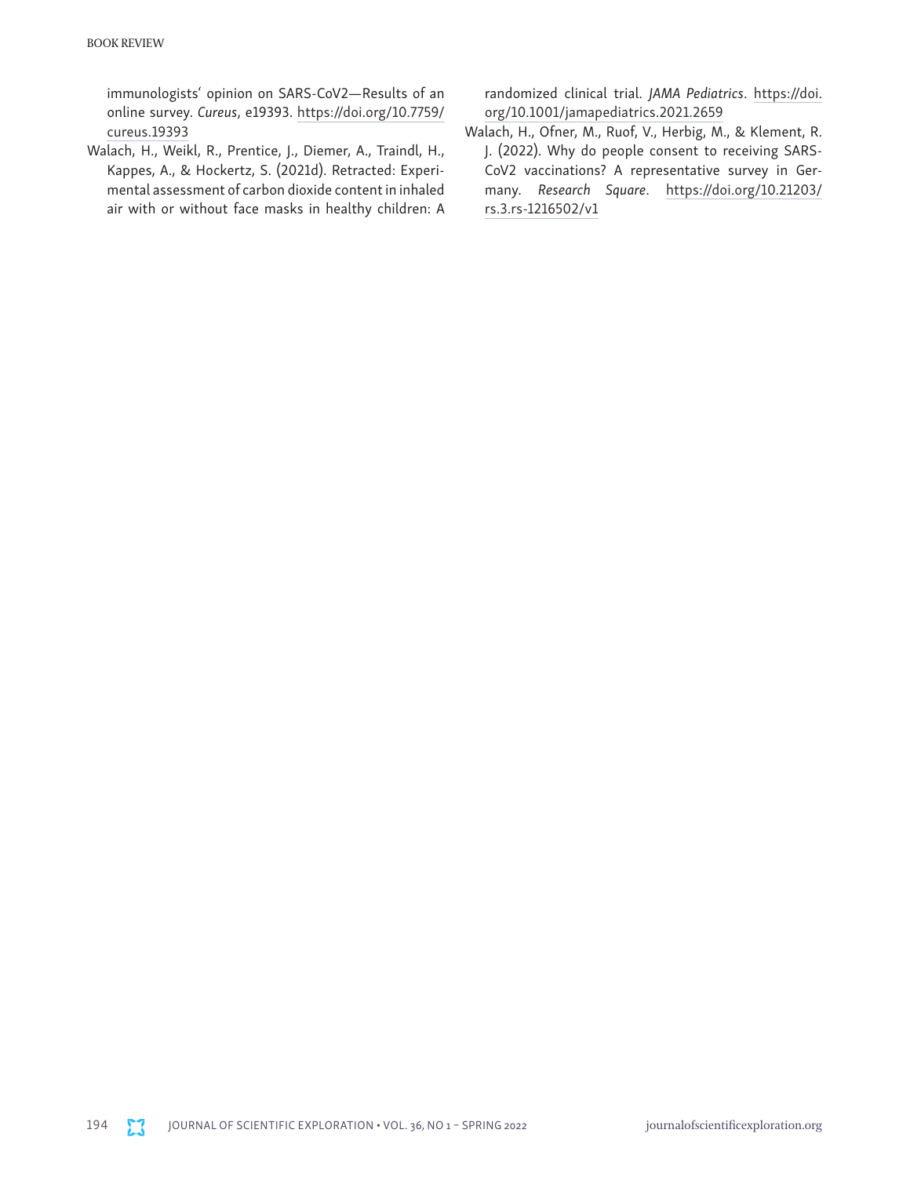immunologists' opinion on SARS-CoV2—Results of an online survey. *Cureus*, e19393. https://doi.org/10.7759/cureus.19393

Walach, H., Weikl, R., Prentice, J., Diemer, A., Traindl, H., Kappes, A., & Hockertz, S. (2021d). Retracted: Experimental assessment of carbon dioxide content in inhaled air with or without face masks in healthy children: A randomized clinical trial. *JAMA Pediatrics*. https://doi.org/10.1001/jamapediatrics.2021.2659

Walach, H., Ofner, M., Ruof, V., Herbig, M., & Klement, R. J. (2022). Why do people consent to receiving SARS-CoV2 vaccinations? A representative survey in Germany. *Research Square*. https://doi.org/10.21203/rs.3.rs-1216502/v1